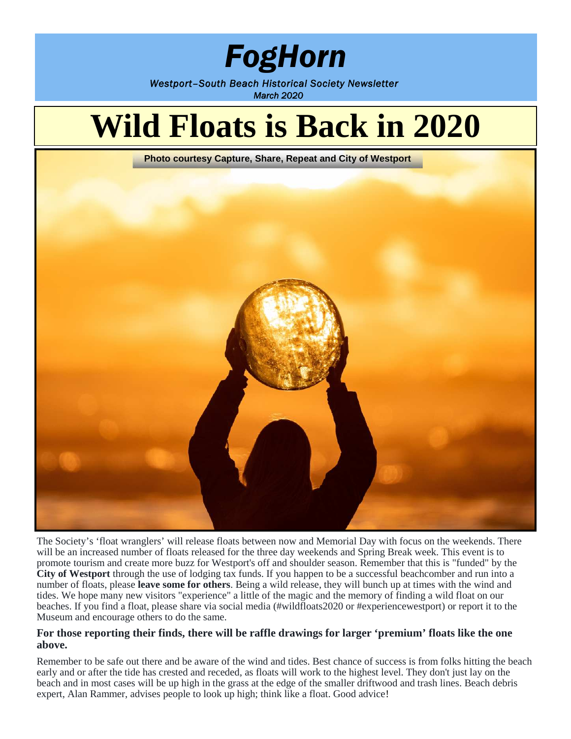# *FogHorn*

*Westport–South Beach Historical Society Newsletter*
*March 2020*

# Wild Floats is Back in 2020

**Photo courtesy Capture, Share, Repeat and City of Westport**

The Society's 'float wranglers' will release floats between now and Memorial Day with focus on the weekends. There will be an increased number of floats released for the three day weekends and Spring Break week. This event is to promote tourism and create more buzz for Westport's off and shoulder season. Remember that this is "funded" by the **City of Westport** through the use of lodging tax funds. If you happen to be a successful beachcomber and run into a number of floats, please **leave some for others**. Being a wild release, they will bunch up at times with the wind and tides. We hope many new visitors "experience" a little of the magic and the memory of finding a wild float on our beaches. If you find a float, please share via social media (#wildfloats2020 or #experiencewestport) or report it to the Museum and encourage others to do the same.

**For those reporting their finds, there will be raffle drawings for larger 'premium' floats like the one above.**

Remember to be safe out there and be aware of the wind and tides. Best chance of success is from folks hitting the beach early and or after the tide has crested and receded, as floats will work to the highest level. They don't just lay on the beach and in most cases will be up high in the grass at the edge of the smaller driftwood and trash lines. Beach debris expert, Alan Rammer, advises people to look up high; think like a float. Good advice!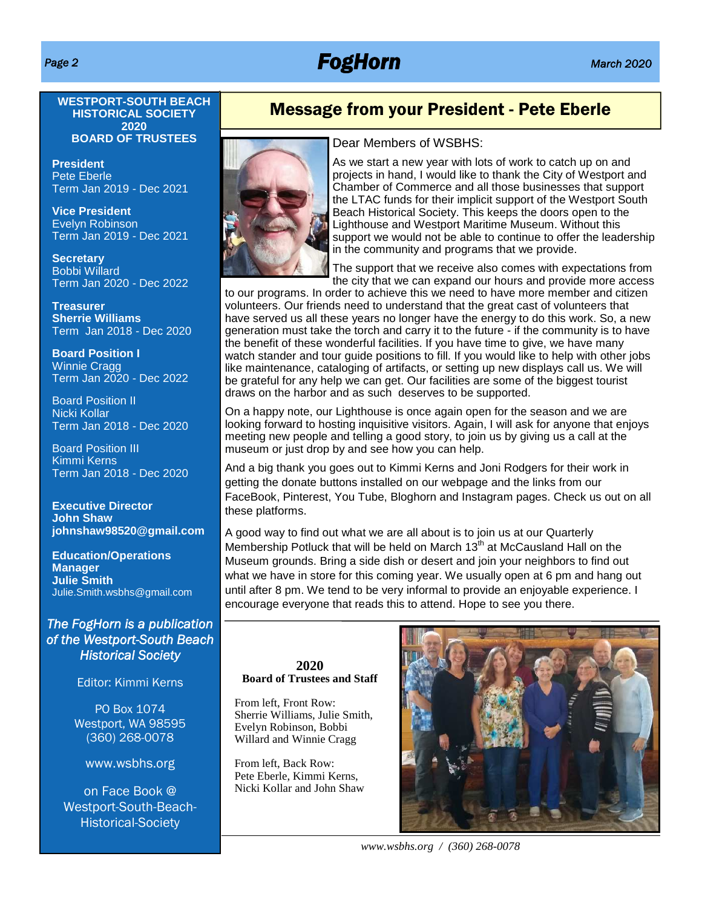**WESTPORT-SOUTH BEACH HISTORICAL SOCIETY 2020 BOARD OF TRUSTEES**

**President**
Pete Eberle
Term Jan 2019 - Dec 2021

**Vice President**
Evelyn Robinson
Term Jan 2019 - Dec 2021

**Secretary**
Bobbi Willard
Term Jan 2020 - Dec 2022

**Treasurer**
**Sherrie Williams**
Term Jan 2018 - Dec 2020

**Board Position I**
Winnie Cragg
Term Jan 2020 - Dec 2022

Board Position II
Nicki Kollar
Term Jan 2018 - Dec 2020

Board Position III
Kimmi Kerns
Term Jan 2018 - Dec 2020

**Executive Director**
**John Shaw**
**johnshaw98520@gmail.com**

**Education/Operations Manager**
**Julie Smith**
Julie.Smith.wsbhs@gmail.com

*The FogHorn is a publication of the Westport-South Beach Historical Society*

Editor: Kimmi Kerns

PO Box 1074
Westport, WA 98595
(360) 268-0078

www.wsbhs.org

on Face Book @ Westport-South-Beach-Historical-Society

## Message from your President - Pete Eberle

Dear Members of WSBHS:

As we start a new year with lots of work to catch up on and projects in hand, I would like to thank the City of Westport and Chamber of Commerce and all those businesses that support the LTAC funds for their implicit support of the Westport South Beach Historical Society. This keeps the doors open to the Lighthouse and Westport Maritime Museum. Without this support we would not be able to continue to offer the leadership in the community and programs that we provide.

The support that we receive also comes with expectations from the city that we can expand our hours and provide more access to our programs. In order to achieve this we need to have more member and citizen volunteers. Our friends need to understand that the great cast of volunteers that have served us all these years no longer have the energy to do this work. So, a new generation must take the torch and carry it to the future - if the community is to have the benefit of these wonderful facilities. If you have time to give, we have many watch stander and tour guide positions to fill. If you would like to help with other jobs like maintenance, cataloging of artifacts, or setting up new displays call us. We will be grateful for any help we can get. Our facilities are some of the biggest tourist draws on the harbor and as such deserves to be supported.

On a happy note, our Lighthouse is once again open for the season and we are looking forward to hosting inquisitive visitors. Again, I will ask for anyone that enjoys meeting new people and telling a good story, to join us by giving us a call at the museum or just drop by and see how you can help.

And a big thank you goes out to Kimmi Kerns and Joni Rodgers for their work in getting the donate buttons installed on our webpage and the links from our FaceBook, Pinterest, You Tube, Bloghorn and Instagram pages. Check us out on all these platforms.

A good way to find out what we are all about is to join us at our Quarterly Membership Potluck that will be held on March 13th at McCausland Hall on the Museum grounds. Bring a side dish or desert and join your neighbors to find out what we have in store for this coming year. We usually open at 6 pm and hang out until after 8 pm. We tend to be very informal to provide an enjoyable experience. I encourage everyone that reads this to attend. Hope to see you there.

**2020**
**Board of Trustees and Staff**

From left, Front Row: Sherrie Williams, Julie Smith, Evelyn Robinson, Bobbi Willard and Winnie Cragg

From left, Back Row: Pete Eberle, Kimmi Kerns, Nicki Kollar and John Shaw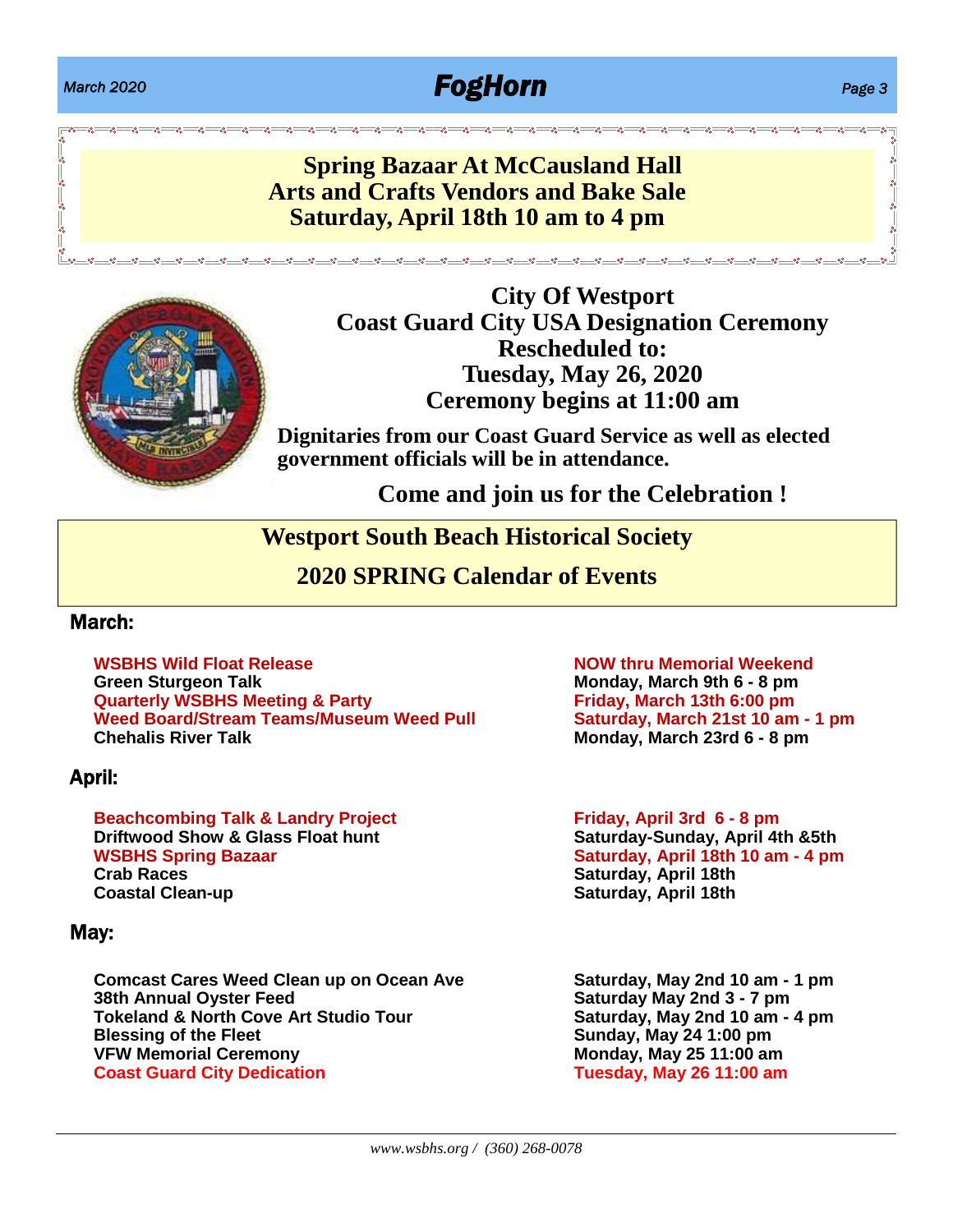**Spring Bazaar At McCausland Hall**
**Arts and Crafts Vendors and Bake Sale**
**Saturday, April 18th 10 am to 4 pm**

## City Of Westport
## Coast Guard City USA Designation Ceremony
## Rescheduled to:
## Tuesday, May 26, 2020
## Ceremony begins at 11:00 am

**Dignitaries from our Coast Guard Service as well as elected government officials will be in attendance.**

**Come and join us for the Celebration !**

# Westport South Beach Historical Society
# 2020 SPRING Calendar of Events

### March:

| Event | Date |
|---|---|
| WSBHS Wild Float Release | NOW thru Memorial Weekend |
| Green Sturgeon Talk | Monday, March 9th 6 - 8 pm |
| Quarterly WSBHS Meeting & Party | Friday, March 13th 6:00 pm |
| Weed Board/Stream Teams/Museum Weed Pull | Saturday, March 21st 10 am - 1 pm |
| Chehalis River Talk | Monday, March 23rd 6 - 8 pm |

### April:

| Event | Date |
|---|---|
| Beachcombing Talk & Landry Project | Friday, April 3rd 6 - 8 pm |
| Driftwood Show & Glass Float hunt | Saturday-Sunday, April 4th &5th |
| WSBHS Spring Bazaar | Saturday, April 18th 10 am - 4 pm |
| Crab Races | Saturday, April 18th |
| Coastal Clean-up | Saturday, April 18th |

### May:

| Event | Date |
|---|---|
| Comcast Cares Weed Clean up on Ocean Ave | Saturday, May 2nd 10 am - 1 pm |
| 38th Annual Oyster Feed | Saturday May 2nd 3 - 7 pm |
| Tokeland & North Cove Art Studio Tour | Saturday, May 2nd 10 am - 4 pm |
| Blessing of the Fleet | Sunday, May 24 1:00 pm |
| VFW Memorial Ceremony | Monday, May 25 11:00 am |
| Coast Guard City Dedication | Tuesday, May 26 11:00 am |

*www.wsbhs.org / (360) 268-0078*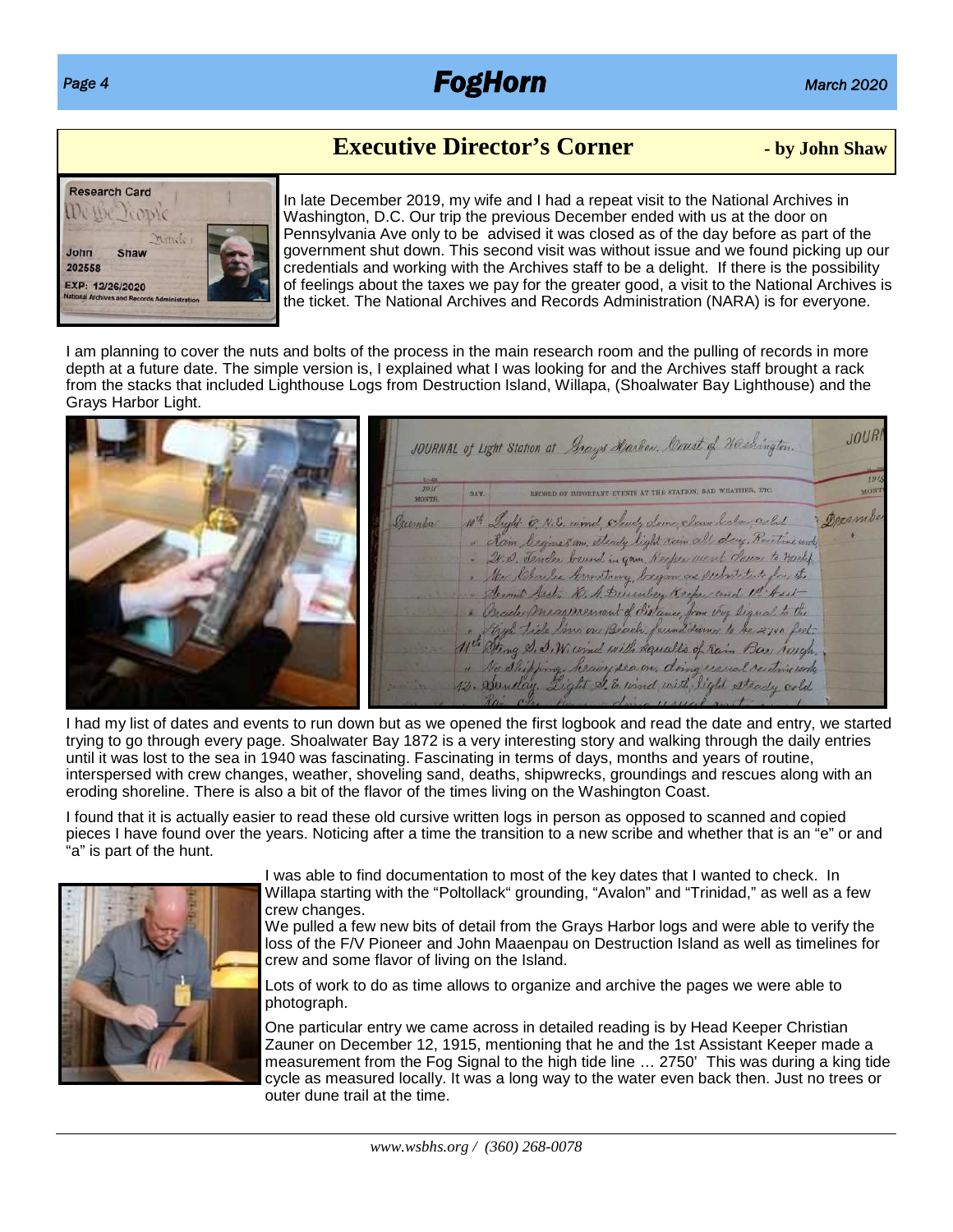## Executive Director's Corner

**- by John Shaw**

In late December 2019, my wife and I had a repeat visit to the National Archives in Washington, D.C. Our trip the previous December ended with us at the door on Pennsylvania Ave only to be advised it was closed as of the day before as part of the government shut down. This second visit was without issue and we found picking up our credentials and working with the Archives staff to be a delight. If there is the possibility of feelings about the taxes we pay for the greater good, a visit to the National Archives is the ticket. The National Archives and Records Administration (NARA) is for everyone.

I am planning to cover the nuts and bolts of the process in the main research room and the pulling of records in more depth at a future date. The simple version is, I explained what I was looking for and the Archives staff brought a rack from the stacks that included Lighthouse Logs from Destruction Island, Willapa, (Shoalwater Bay Lighthouse) and the Grays Harbor Light.

I had my list of dates and events to run down but as we opened the first logbook and read the date and entry, we started trying to go through every page. Shoalwater Bay 1872 is a very interesting story and walking through the daily entries until it was lost to the sea in 1940 was fascinating. Fascinating in terms of days, months and years of routine, interspersed with crew changes, weather, shoveling sand, deaths, shipwrecks, groundings and rescues along with an eroding shoreline. There is also a bit of the flavor of the times living on the Washington Coast.

I found that it is actually easier to read these old cursive written logs in person as opposed to scanned and copied pieces I have found over the years. Noticing after a time the transition to a new scribe and whether that is an "e" or and "a" is part of the hunt.

I was able to find documentation to most of the key dates that I wanted to check. In Willapa starting with the "Poltollack" grounding, "Avalon" and "Trinidad," as well as a few crew changes.

We pulled a few new bits of detail from the Grays Harbor logs and were able to verify the loss of the F/V Pioneer and John Maaenpau on Destruction Island as well as timelines for crew and some flavor of living on the Island.

Lots of work to do as time allows to organize and archive the pages we were able to photograph.

One particular entry we came across in detailed reading is by Head Keeper Christian Zauner on December 12, 1915, mentioning that he and the 1st Assistant Keeper made a measurement from the Fog Signal to the high tide line … 2750' This was during a king tide cycle as measured locally. It was a long way to the water even back then. Just no trees or outer dune trail at the time.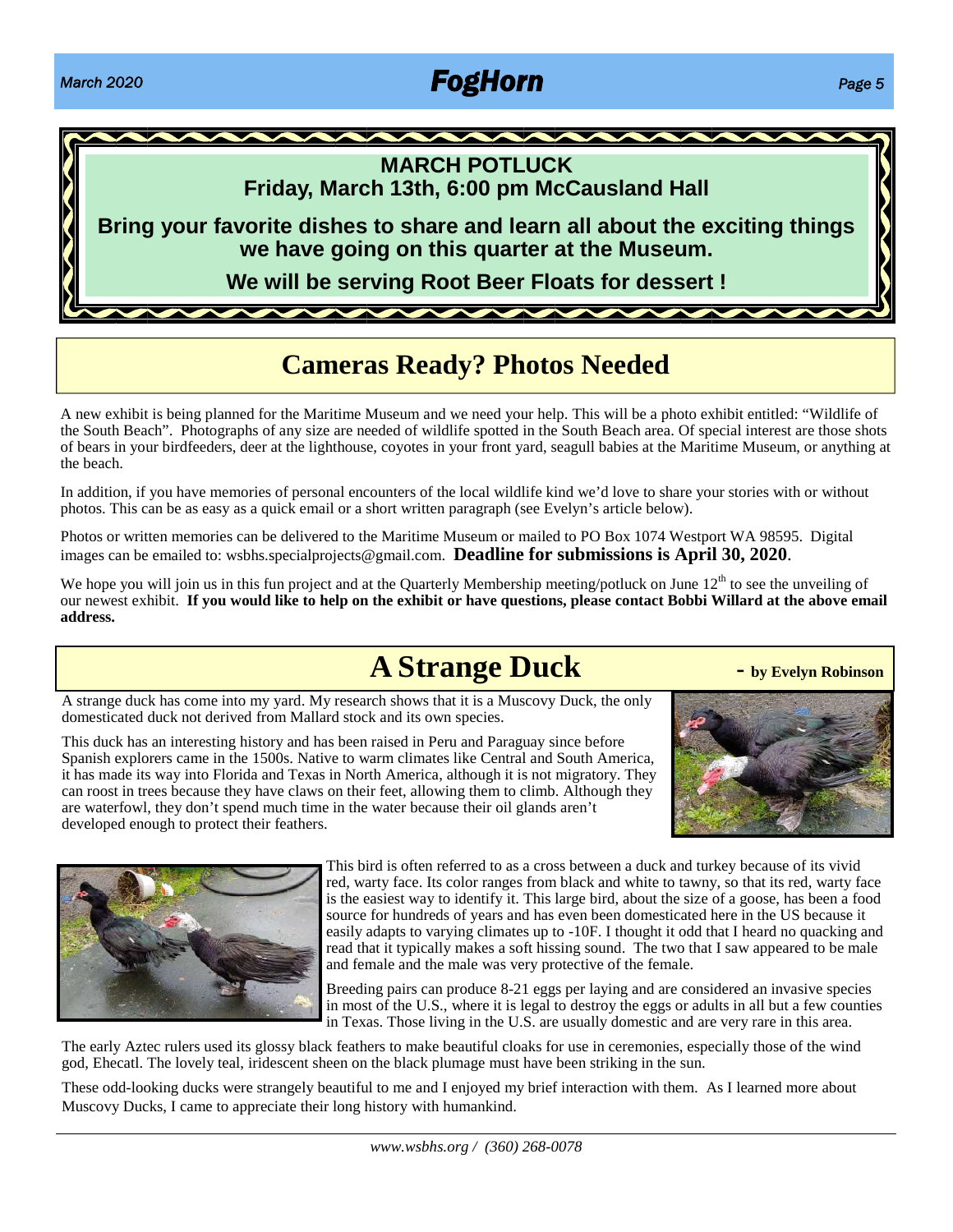## MARCH POTLUCK

**Friday, March 13th, 6:00 pm McCausland Hall**

**Bring your favorite dishes to share and learn all about the exciting things we have going on this quarter at the Museum.**

**We will be serving Root Beer Floats for dessert !**

## Cameras Ready? Photos Needed

A new exhibit is being planned for the Maritime Museum and we need your help. This will be a photo exhibit entitled: "Wildlife of the South Beach". Photographs of any size are needed of wildlife spotted in the South Beach area. Of special interest are those shots of bears in your birdfeeders, deer at the lighthouse, coyotes in your front yard, seagull babies at the Maritime Museum, or anything at the beach.

In addition, if you have memories of personal encounters of the local wildlife kind we'd love to share your stories with or without photos. This can be as easy as a quick email or a short written paragraph (see Evelyn's article below).

Photos or written memories can be delivered to the Maritime Museum or mailed to PO Box 1074 Westport WA 98595. Digital images can be emailed to: wsbhs.specialprojects@gmail.com. **Deadline for submissions is April 30, 2020**.

We hope you will join us in this fun project and at the Quarterly Membership meeting/potluck on June 12th to see the unveiling of our newest exhibit. **If you would like to help on the exhibit or have questions, please contact Bobbi Willard at the above email address.**

## A Strange Duck - by Evelyn Robinson

A strange duck has come into my yard. My research shows that it is a Muscovy Duck, the only domesticated duck not derived from Mallard stock and its own species.

This duck has an interesting history and has been raised in Peru and Paraguay since before Spanish explorers came in the 1500s. Native to warm climates like Central and South America, it has made its way into Florida and Texas in North America, although it is not migratory. They can roost in trees because they have claws on their feet, allowing them to climb. Although they are waterfowl, they don't spend much time in the water because their oil glands aren't developed enough to protect their feathers.

This bird is often referred to as a cross between a duck and turkey because of its vivid red, warty face. Its color ranges from black and white to tawny, so that its red, warty face is the easiest way to identify it. This large bird, about the size of a goose, has been a food source for hundreds of years and has even been domesticated here in the US because it easily adapts to varying climates up to -10F. I thought it odd that I heard no quacking and read that it typically makes a soft hissing sound. The two that I saw appeared to be male and female and the male was very protective of the female.

Breeding pairs can produce 8-21 eggs per laying and are considered an invasive species in most of the U.S., where it is legal to destroy the eggs or adults in all but a few counties in Texas. Those living in the U.S. are usually domestic and are very rare in this area.

The early Aztec rulers used its glossy black feathers to make beautiful cloaks for use in ceremonies, especially those of the wind god, Ehecatl. The lovely teal, iridescent sheen on the black plumage must have been striking in the sun.

These odd-looking ducks were strangely beautiful to me and I enjoyed my brief interaction with them. As I learned more about Muscovy Ducks, I came to appreciate their long history with humankind.

*www.wsbhs.org / (360) 268-0078*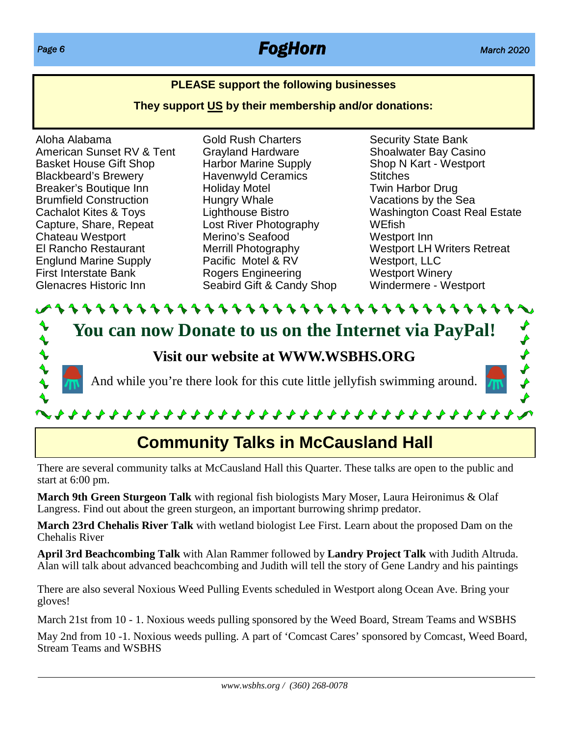**PLEASE support the following businesses**

**They support US by their membership and/or donations:**

Aloha Alabama
American Sunset RV & Tent
Basket House Gift Shop
Blackbeard's Brewery
Breaker's Boutique Inn
Brumfield Construction
Cachalot Kites & Toys
Capture, Share, Repeat
Chateau Westport
El Rancho Restaurant
Englund Marine Supply
First Interstate Bank
Glenacres Historic Inn
Gold Rush Charters
Grayland Hardware
Harbor Marine Supply
Havenwyld Ceramics
Holiday Motel
Hungry Whale
Lighthouse Bistro
Lost River Photography
Merino's Seafood
Merrill Photography
Pacific Motel & RV
Rogers Engineering
Seabird Gift & Candy Shop
Security State Bank
Shoalwater Bay Casino
Shop N Kart - Westport
Stitches
Twin Harbor Drug
Vacations by the Sea
Washington Coast Real Estate
WEfish
Westport Inn
Westport LH Writers Retreat
Westport, LLC
Westport Winery
Windermere - Westport

## You can now Donate to us on the Internet via PayPal!

**Visit our website at WWW.WSBHS.ORG**

And while you're there look for this cute little jellyfish swimming around.

## Community Talks in McCausland Hall

There are several community talks at McCausland Hall this Quarter. These talks are open to the public and start at 6:00 pm.

**March 9th Green Sturgeon Talk** with regional fish biologists Mary Moser, Laura Heironimus & Olaf Langress. Find out about the green sturgeon, an important burrowing shrimp predator.

**March 23rd Chehalis River Talk** with wetland biologist Lee First. Learn about the proposed Dam on the Chehalis River

**April 3rd Beachcombing Talk** with Alan Rammer followed by **Landry Project Talk** with Judith Altruda. Alan will talk about advanced beachcombing and Judith will tell the story of Gene Landry and his paintings

There are also several Noxious Weed Pulling Events scheduled in Westport along Ocean Ave. Bring your gloves!

March 21st from 10 - 1. Noxious weeds pulling sponsored by the Weed Board, Stream Teams and WSBHS

May 2nd from 10 -1. Noxious weeds pulling. A part of 'Comcast Cares' sponsored by Comcast, Weed Board, Stream Teams and WSBHS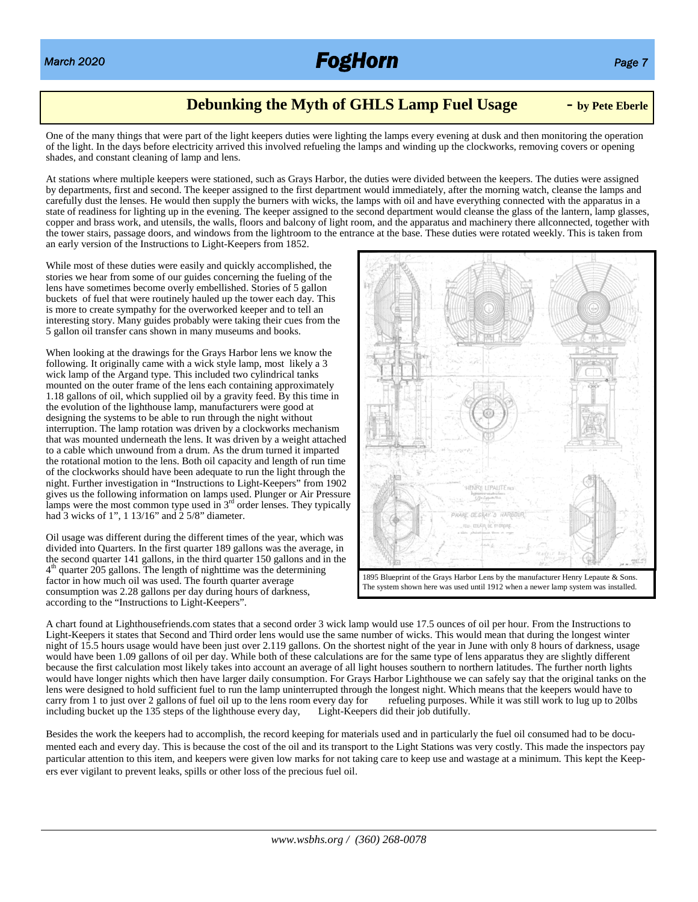## Debunking the Myth of GHLS Lamp Fuel Usage - by Pete Eberle

One of the many things that were part of the light keepers duties were lighting the lamps every evening at dusk and then monitoring the operation of the light. In the days before electricity arrived this involved refueling the lamps and winding up the clockworks, removing covers or opening shades, and constant cleaning of lamp and lens.

At stations where multiple keepers were stationed, such as Grays Harbor, the duties were divided between the keepers. The duties were assigned by departments, first and second. The keeper assigned to the first department would immediately, after the morning watch, cleanse the lamps and carefully dust the lenses. He would then supply the burners with wicks, the lamps with oil and have everything connected with the apparatus in a state of readiness for lighting up in the evening. The keeper assigned to the second department would cleanse the glass of the lantern, lamp glasses, copper and brass work, and utensils, the walls, floors and balcony of light room, and the apparatus and machinery there allconnected, together with the tower stairs, passage doors, and windows from the lightroom to the entrance at the base. These duties were rotated weekly. This is taken from an early version of the Instructions to Light-Keepers from 1852.

While most of these duties were easily and quickly accomplished, the stories we hear from some of our guides concerning the fueling of the lens have sometimes become overly embellished. Stories of 5 gallon buckets of fuel that were routinely hauled up the tower each day. This is more to create sympathy for the overworked keeper and to tell an interesting story. Many guides probably were taking their cues from the 5 gallon oil transfer cans shown in many museums and books.

When looking at the drawings for the Grays Harbor lens we know the following. It originally came with a wick style lamp, most likely a 3 wick lamp of the Argand type. This included two cylindrical tanks mounted on the outer frame of the lens each containing approximately 1.18 gallons of oil, which supplied oil by a gravity feed. By this time in the evolution of the lighthouse lamp, manufacturers were good at designing the systems to be able to run through the night without interruption. The lamp rotation was driven by a clockworks mechanism that was mounted underneath the lens. It was driven by a weight attached to a cable which unwound from a drum. As the drum turned it imparted the rotational motion to the lens. Both oil capacity and length of run time of the clockworks should have been adequate to run the light through the night. Further investigation in "Instructions to Light-Keepers" from 1902 gives us the following information on lamps used. Plunger or Air Pressure lamps were the most common type used in 3rd order lenses. They typically had 3 wicks of 1", 1 13/16" and 2 5/8" diameter.

Oil usage was different during the different times of the year, which was divided into Quarters. In the first quarter 189 gallons was the average, in the second quarter 141 gallons, in the third quarter 150 gallons and in the 4th quarter 205 gallons. The length of nighttime was the determining factor in how much oil was used. The fourth quarter average consumption was 2.28 gallons per day during hours of darkness, according to the "Instructions to Light-Keepers".

1895 Blueprint of the Grays Harbor Lens by the manufacturer Henry Lepaute & Sons. The system shown here was used until 1912 when a newer lamp system was installed.

A chart found at Lighthousefriends.com states that a second order 3 wick lamp would use 17.5 ounces of oil per hour. From the Instructions to Light-Keepers it states that Second and Third order lens would use the same number of wicks. This would mean that during the longest winter night of 15.5 hours usage would have been just over 2.119 gallons. On the shortest night of the year in June with only 8 hours of darkness, usage would have been 1.09 gallons of oil per day. While both of these calculations are for the same type of lens apparatus they are slightly different because the first calculation most likely takes into account an average of all light houses southern to northern latitudes. The further north lights would have longer nights which then have larger daily consumption. For Grays Harbor Lighthouse we can safely say that the original tanks on the lens were designed to hold sufficient fuel to run the lamp uninterrupted through the longest night. Which means that the keepers would have to carry from 1 to just over 2 gallons of fuel oil up to the lens room every day for refueling purposes. While it was still work to lug up to 20lbs including bucket up the 135 steps of the lighthouse every day, Light-Keepers did their job dutifully.

Besides the work the keepers had to accomplish, the record keeping for materials used and in particularly the fuel oil consumed had to be documented each and every day. This is because the cost of the oil and its transport to the Light Stations was very costly. This made the inspectors pay particular attention to this item, and keepers were given low marks for not taking care to keep use and wastage at a minimum. This kept the Keepers ever vigilant to prevent leaks, spills or other loss of the precious fuel oil.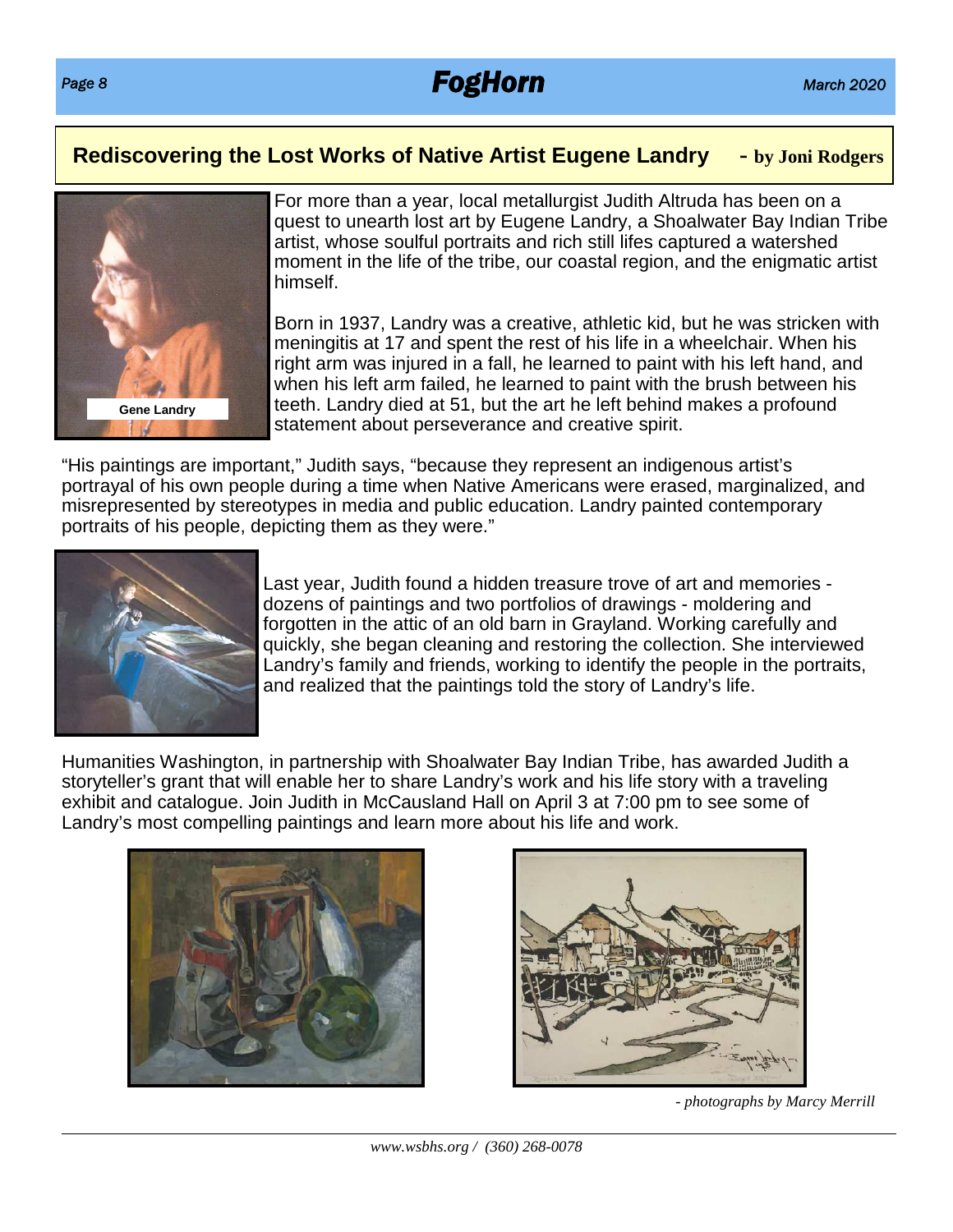## Rediscovering the Lost Works of Native Artist Eugene Landry - by Joni Rodgers

Gene Landry

For more than a year, local metallurgist Judith Altruda has been on a quest to unearth lost art by Eugene Landry, a Shoalwater Bay Indian Tribe artist, whose soulful portraits and rich still lifes captured a watershed moment in the life of the tribe, our coastal region, and the enigmatic artist himself.

Born in 1937, Landry was a creative, athletic kid, but he was stricken with meningitis at 17 and spent the rest of his life in a wheelchair. When his right arm was injured in a fall, he learned to paint with his left hand, and when his left arm failed, he learned to paint with the brush between his teeth. Landry died at 51, but the art he left behind makes a profound statement about perseverance and creative spirit.

"His paintings are important," Judith says, "because they represent an indigenous artist's portrayal of his own people during a time when Native Americans were erased, marginalized, and misrepresented by stereotypes in media and public education. Landry painted contemporary portraits of his people, depicting them as they were."

Last year, Judith found a hidden treasure trove of art and memories - dozens of paintings and two portfolios of drawings - moldering and forgotten in the attic of an old barn in Grayland. Working carefully and quickly, she began cleaning and restoring the collection. She interviewed Landry's family and friends, working to identify the people in the portraits, and realized that the paintings told the story of Landry's life.

Humanities Washington, in partnership with Shoalwater Bay Indian Tribe, has awarded Judith a storyteller's grant that will enable her to share Landry's work and his life story with a traveling exhibit and catalogue. Join Judith in McCausland Hall on April 3 at 7:00 pm to see some of Landry's most compelling paintings and learn more about his life and work.

*- photographs by Marcy Merrill*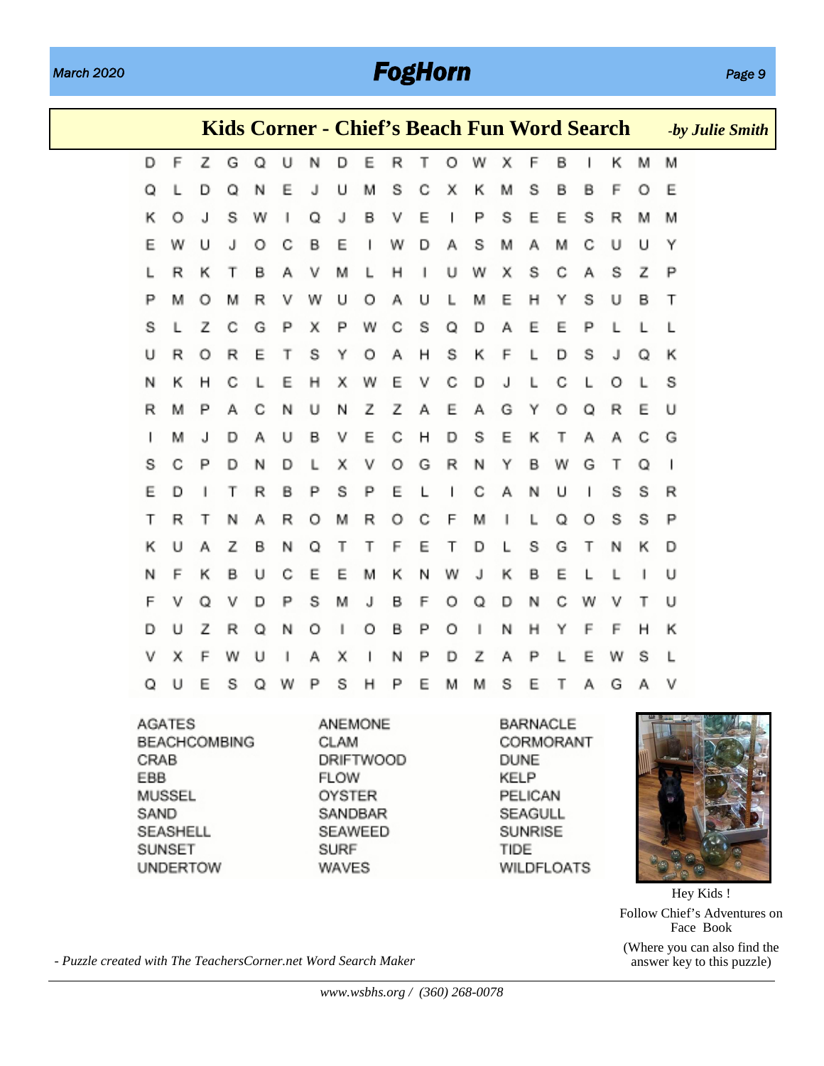## Kids Corner - Chief's Beach Fun Word Search

*-by Julie Smith*

```
D F Z G Q U N D E R T O W X F B I K M M
Q L D Q N E J U M S C X K M S B B F O E
K O J S W I Q J B V E I P S E E S R M M
E W U J O C B E I W D A S M A M C U U Y
L R K T B A V M L H I U W X S C A S Z P
P M O M R V W U O A U L M E H Y S U B T
S L Z C G P X P W C S Q D A E E P L L L
U R O R E T S Y O A H S K F L D S J Q K
N K H C L E H X W E V C D J L C L O L S
R M P A C N U N Z Z A E A G Y O Q R E U
I M J D A U B V E C H D S E K T A A C G
S C P D N D L X V O G R N Y B W G T Q I
E D I T R B P S P E L I C A N U I S S R
T R T N A R O M R O C F M I L Q O S S P
K U A Z B N Q T T F E T D L S G T N K D
N F K B U C E E M K N W J K B E L L I U
F V Q V D P S M J B F O Q D N C W V T U
D U Z R Q N O I O B P O I N H Y F F H K
V X F W U I A X I N P D Z A P L E W S L
Q U E S Q W P S H P E M M S E T A G A V
```

| | | |
|---|---|---|
| AGATES | ANEMONE | BARNACLE |
| BEACHCOMBING | CLAM | CORMORANT |
| CRAB | DRIFTWOOD | DUNE |
| EBB | FLOW | KELP |
| MUSSEL | OYSTER | PELICAN |
| SAND | SANDBAR | SEAGULL |
| SEASHELL | SEAWEED | SUNRISE |
| SUNSET | SURF | TIDE |
| UNDERTOW | WAVES | WILDFLOATS |

Hey Kids !

Follow Chief's Adventures on Face Book

(Where you can also find the answer key to this puzzle)

*- Puzzle created with The TeachersCorner.net Word Search Maker*

*www.wsbhs.org / (360) 268-0078*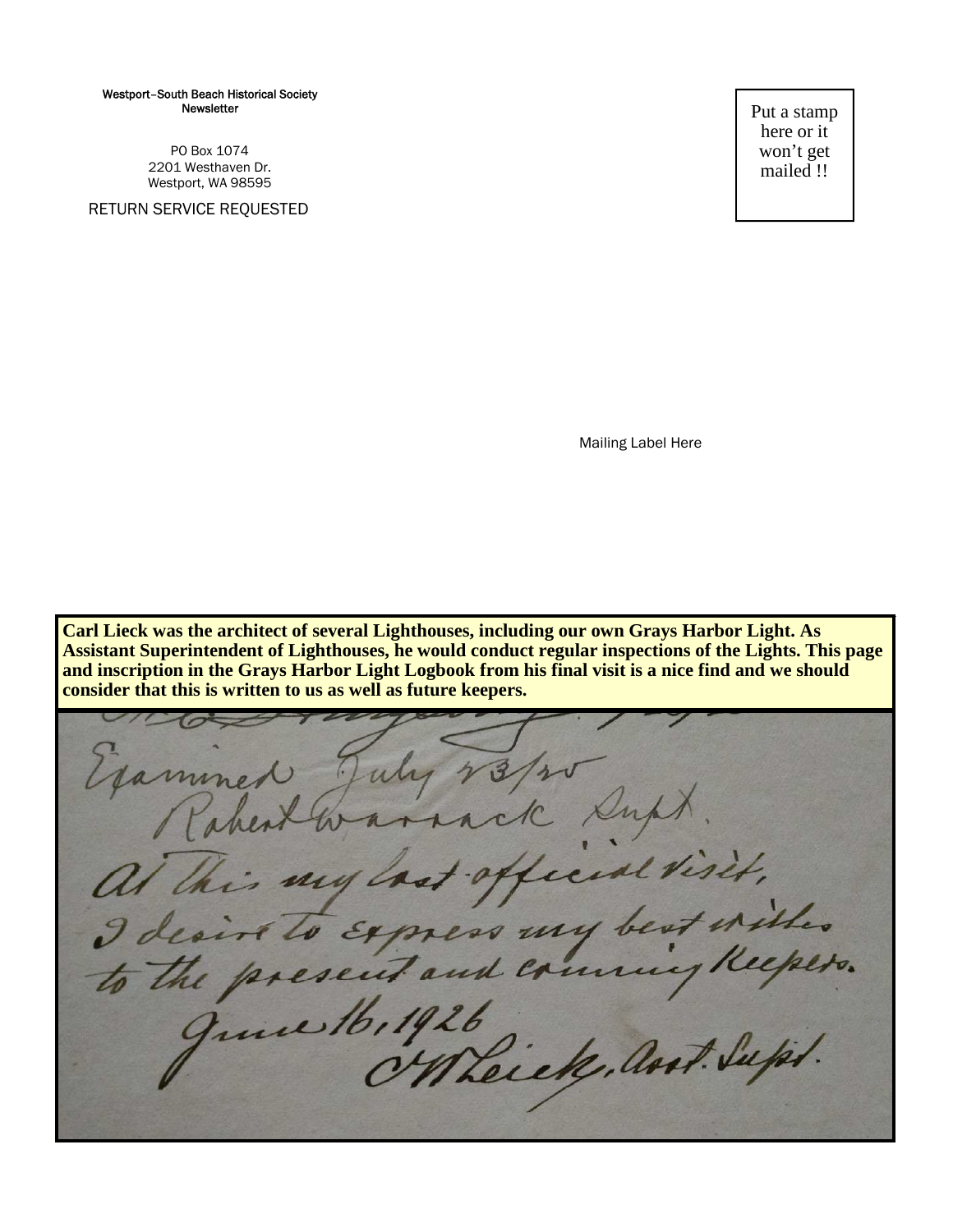Westport–South Beach Historical Society
Newsletter

PO Box 1074
2201 Westhaven Dr.
Westport, WA 98595

RETURN SERVICE REQUESTED

Put a stamp here or it won't get mailed !!

Mailing Label Here

**Carl Lieck was the architect of several Lighthouses, including our own Grays Harbor Light. As Assistant Superintendent of Lighthouses, he would conduct regular inspections of the Lights. This page and inscription in the Grays Harbor Light Logbook from his final visit is a nice find and we should consider that this is written to us as well as future keepers.**

Examined July 23/25
Robert Warrack Supt.

At this my last official visit,
I desire to express my best wishes
to the present and coming Keepers.
June 16, 1926
C.W. Leick, Asst. Supt.